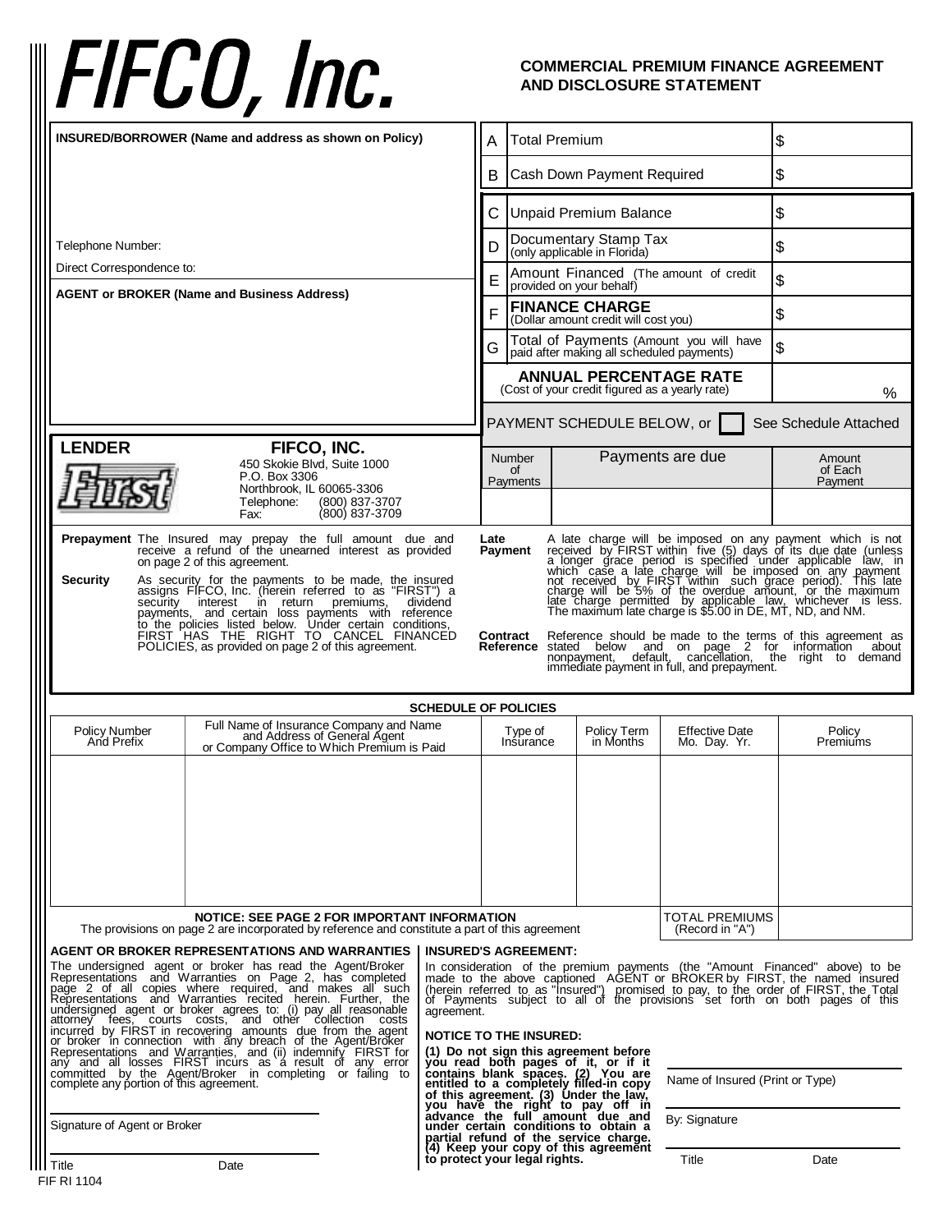# FIFCO, Inc.

**COMMERCIAL PREMIUM FINANCE AGREEMENT AND DISCLOSURE STATEMENT**

**INSURED/BORROWER (Name and address as shown on Policy)**

Telephone Number:

Direct Correspondence to:

**AGENT or BROKER (Name and Business Address)**

| | | |
|---|---|---|
| A | Total Premium | $ |
| B | Cash Down Payment Required | $ |
| C | Unpaid Premium Balance | $ |
| D | Documentary Stamp Tax (only applicable in Florida) | $ |
| E | Amount Financed (The amount of credit provided on your behalf) | $ |
| F | **FINANCE CHARGE** (Dollar amount credit will cost you) | $ |
| G | Total of Payments (Amount you will have paid after making all scheduled payments) | $ |
| | **ANNUAL PERCENTAGE RATE** (Cost of your credit figured as a yearly rate) | % |

PAYMENT SCHEDULE BELOW, or ☐ See Schedule Attached

| Number of Payments | Payments are due | Amount of Each Payment |
|---|---|---|
| | | |

**LENDER** **FIFCO, INC.**
450 Skokie Blvd, Suite 1000
P.O. Box 3306
Northbrook, IL 60065-3306
Telephone: (800) 837-3707
Fax: (800) 837-3709

**Prepayment** The Insured may prepay the full amount due and receive a refund of the unearned interest as provided on page 2 of this agreement.

**Security** As security for the payments to be made, the insured assigns FIFCO, Inc. (herein referred to as "FIRST") a security interest in return premiums, dividend payments, and certain loss payments with reference to the policies listed below. Under certain conditions, FIRST HAS THE RIGHT TO CANCEL FINANCED POLICIES, as provided on page 2 of this agreement.

**Late Payment** A late charge will be imposed on any payment which is not received by FIRST within five (5) days of its due date (unless a longer grace period is specified under applicable law, in which case a late charge will be imposed on any payment not received by FIRST within such grace period). This late charge will be 5% of the overdue amount, or the maximum late charge permitted by applicable law, whichever is less. The maximum late charge is $5.00 in DE, MT, ND, and NM.

**Contract Reference** Reference should be made to the terms of this agreement as stated below and on page 2 for information about nonpayment, default, cancellation, the right to demand immediate payment in full, and prepayment.

**SCHEDULE OF POLICIES**

| Policy Number And Prefix | Full Name of Insurance Company and Name and Address of General Agent or Company Office to Which Premium is Paid | Type of Insurance | Policy Term in Months | Effective Date Mo. Day. Yr. | Policy Premiums |
|---|---|---|---|---|---|
| | | | | | |
| | | | | TOTAL PREMIUMS (Record in "A") | |

**NOTICE: SEE PAGE 2 FOR IMPORTANT INFORMATION**
The provisions on page 2 are incorporated by reference and constitute a part of this agreement

**AGENT OR BROKER REPRESENTATIONS AND WARRANTIES**
The undersigned agent or broker has read the Agent/Broker Representations and Warranties on Page 2, has completed page 2 of all copies where required, and makes all such Representations and Warranties recited herein. Further, the undersigned agent or broker agrees to: (i) pay all reasonable attorney fees, courts costs, and other collection costs incurred by FIRST in recovering amounts due from the agent or broker in connection with any breach of the Agent/Broker Representations and Warranties, and (ii) indemnify FIRST for any and all losses FIRST incurs as a result of any error committed by the Agent/Broker in completing or failing to complete any portion of this agreement.

Signature of Agent or Broker

Title Date

**INSURED'S AGREEMENT:**
In consideration of the premium payments (the "Amount Financed" above) to be made to the above captioned AGENT or BROKER by FIRST, the named insured (herein referred to as "Insured") promised to pay, to the order of FIRST, the Total of Payments subject to all of the provisions set forth on both pages of this agreement.

**NOTICE TO THE INSURED:**
**(1) Do not sign this agreement before you read both pages of it, or if it contains blank spaces. (2) You are entitled to a completely filled-in copy of this agreement. (3) Under the law, you have the right to pay off in advance the full amount due and under certain conditions to obtain a partial refund of the service charge. (4) Keep your copy of this agreement to protect your legal rights.**

Name of Insured (Print or Type)

By: Signature

Title Date

FIF RI 1104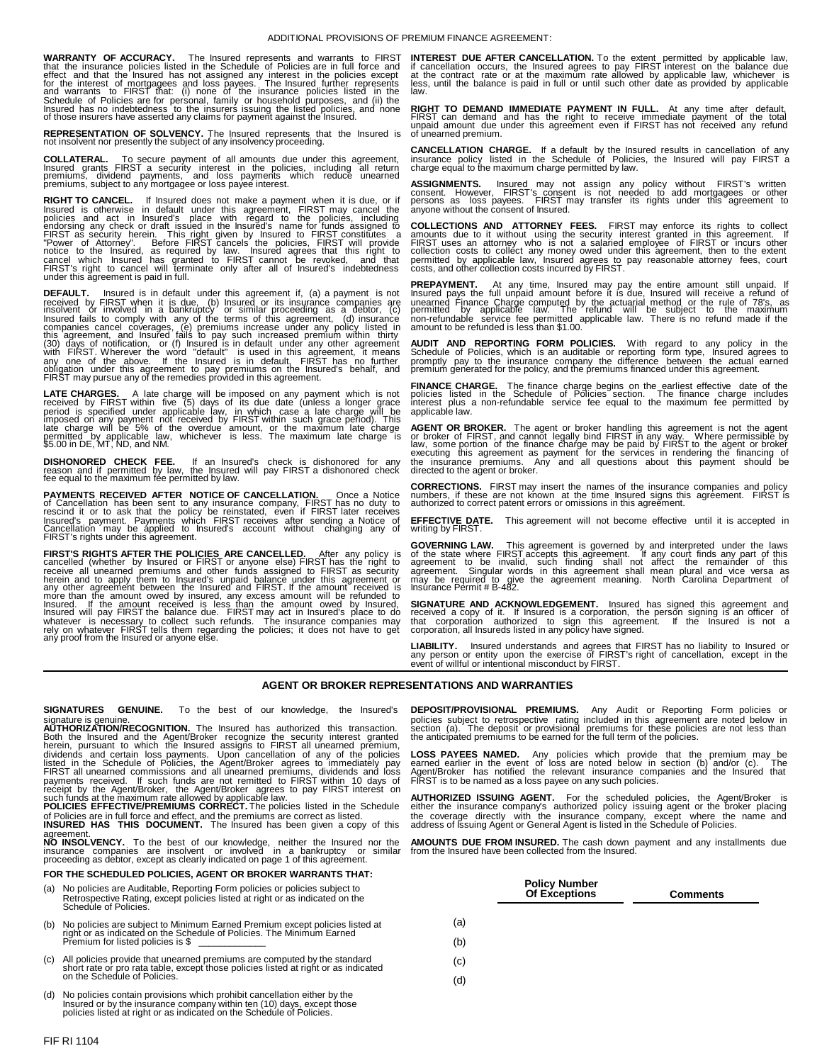## ADDITIONAL PROVISIONS OF PREMIUM FINANCE AGREEMENT:

**WARRANTY OF ACCURACY.** The Insured represents and warrants to FIRST that the insurance policies listed in the Schedule of Policies are in full force and effect and that the Insured has not assigned any interest in the policies except for the interest of mortgagees and loss payees. The Insured further represents and warrants to FIRST that: (i) none of the insurance policies listed in the Schedule of Policies are for personal, family or household purposes, and (ii) the Insured has no indebtedness to the insurers issuing the listed policies, and none of those insurers have asserted any claims for payment against the Insured.

**REPRESENTATION OF SOLVENCY.** The Insured represents that the Insured is not insolvent nor presently the subject of any insolvency proceeding.

**COLLATERAL.** To secure payment of all amounts due under this agreement, Insured grants FIRST a security interest in the policies, including all return premiums, dividend payments, and loss payments which reduce unearned premiums, subject to any mortgagee or loss payee interest.

**RIGHT TO CANCEL.** If Insured does not make a payment when it is due, or if Insured is otherwise in default under this agreement, FIRST may cancel the policies and act in Insured's place with regard to the policies, including endorsing any check or draft issued in the Insured's name for funds assigned to FIRST as security herein. This right given by Insured to FIRST constitutes a "Power of Attorney". Before FIRST cancels the policies, FIRST will provide notice to the Insured, as required by law. Insured agrees that this right to cancel which Insured has granted to FIRST cannot be revoked, and that FIRST's right to cancel will terminate only after all of Insured's indebtedness under this agreement is paid in full.

**DEFAULT.** Insured is in default under this agreement if, (a) a payment is not received by FIRST when it is due, (b) Insured or its insurance companies are insolvent or involved in a bankruptcy or similar proceeding as a debtor, (c) Insured fails to comply with any of the terms of this agreement, (d) insurance companies cancel coverages, (e) premiums increase under any policy listed in this agreement, and Insured fails to pay such increased premium within thirty (30) days of notification, or (f) Insured is in default under any other agreement with FIRST. Wherever the word "default" is used in this agreement, it means any one of the above. If the Insured is in default, FIRST has no further obligation under this agreement to pay premiums on the Insured's behalf, and FIRST may pursue any of the remedies provided in this agreement.

**LATE CHARGES.** A late charge will be imposed on any payment which is not received by FIRST within five (5) days of its due date (unless a longer grace period is specified under applicable law, in which case a late charge will be imposed on any payment not received by FIRST within such grace period). This late charge will be 5% of the overdue amount, or the maximum late charge permitted by applicable law, whichever is less. The maximum late charge is $5.00 in DE, MT, ND, and NM.

**DISHONORED CHECK FEE.** If an Insured's check is dishonored for any reason and if permitted by law, the Insured will pay FIRST a dishonored check fee equal to the maximum fee permitted by law.

**PAYMENTS RECEIVED AFTER NOTICE OF CANCELLATION.** Once a Notice of Cancellation has been sent to any insurance company, FIRST has no duty to rescind it or to ask that the policy be reinstated, even if FIRST later receives Insured's payment. Payments which FIRST receives after sending a Notice of Cancellation may be applied to Insured's account without changing any of FIRST's rights under this agreement.

**FIRST'S RIGHTS AFTER THE POLICIES ARE CANCELLED.** After any policy is cancelled (whether by Insured or FIRST or anyone else) FIRST has the right to receive all unearned premiums and other funds assigned to FIRST as security herein and to apply them to Insured's unpaid balance under this agreement or any other agreement between the Insured and FIRST. If the amount received is more than the amount owed by insured, any excess amount will be refunded to Insured. If the amount received is less than the amount owed by Insured, Insured will pay FIRST the balance due. FIRST may act in Insured's place to do whatever is necessary to collect such refunds. The insurance companies may rely on whatever FIRST tells them regarding the policies; it does not have to get any proof from the Insured or anyone else.

**INTEREST DUE AFTER CANCELLATION.** To the extent permitted by applicable law, if cancellation occurs, the Insured agrees to pay FIRST interest on the balance due at the contract rate or at the maximum rate allowed by applicable law, whichever is less, until the balance is paid in full or until such other date as provided by applicable law.

**RIGHT TO DEMAND IMMEDIATE PAYMENT IN FULL.** At any time after default, FIRST can demand and has the right to receive immediate payment of the total unpaid amount due under this agreement even if FIRST has not received any refund of unearned premium.

**CANCELLATION CHARGE.** If a default by the Insured results in cancellation of any insurance policy listed in the Schedule of Policies, the Insured will pay FIRST a charge equal to the maximum charge permitted by law.

**ASSIGNMENTS.** Insured may not assign any policy without FIRST's written consent. However, FIRST's consent is not needed to add mortgagees or other persons as loss payees. FIRST may transfer its rights under this agreement to anyone without the consent of Insured.

**COLLECTIONS AND ATTORNEY FEES.** FIRST may enforce its rights to collect amounts due to it without using the security interest granted in this agreement. If FIRST uses an attorney who is not a salaried employee of FIRST or incurs other collection costs to collect any money owed under this agreement, then to the extent permitted by applicable law, Insured agrees to pay reasonable attorney fees, court costs, and other collection costs incurred by FIRST.

**PREPAYMENT.** At any time, Insured may pay the entire amount still unpaid. If Insured pays the full unpaid amount before it is due, Insured will receive a refund of unearned Finance Charge computed by the actuarial method or the rule of 78's, as permitted by applicable law. The refund will be subject to the maximum non-refundable service fee permitted applicable law. There is no refund made if the amount to be refunded is less than $1.00.

**AUDIT AND REPORTING FORM POLICIES.** With regard to any policy in the Schedule of Policies, which is an auditable or reporting form type, Insured agrees to promptly pay to the insurance company the difference between the actual earned premium generated for the policy, and the premiums financed under this agreement.

**FINANCE CHARGE.** The finance charge begins on the earliest effective date of the policies listed in the Schedule of Policies section. The finance charge includes interest plus a non-refundable service fee equal to the maximum fee permitted by applicable law.

**AGENT OR BROKER.** The agent or broker handling this agreement is not the agent or broker of FIRST, and cannot legally bind FIRST in any way. Where permissible by law, some portion of the finance charge may be paid by FIRST to the agent or broker executing this agreement as payment for the services in rendering the financing of the insurance premiums. Any and all questions about this payment should be directed to the agent or broker.

**CORRECTIONS.** FIRST may insert the names of the insurance companies and policy numbers, if these are not known at the time Insured signs this agreement. FIRST is authorized to correct patent errors or omissions in this agreement.

**EFFECTIVE DATE.** This agreement will not become effective until it is accepted in writing by FIRST.

**GOVERNING LAW.** This agreement is governed by and interpreted under the laws of the state where FIRST accepts this agreement. If any court finds any part of this agreement to be invalid, such finding shall not affect the remainder of this agreement. Singular words in this agreement shall mean plural and vice versa as may be required to give the agreement meaning. North Carolina Department of Insurance Permit # B-482.

**SIGNATURE AND ACKNOWLEDGEMENT.** Insured has signed this agreement and received a copy of it. If Insured is a corporation, the person signing is an officer of that corporation authorized to sign this agreement. If the Insured is not a corporation, all Insureds listed in any policy have signed.

**LIABILITY.** Insured understands and agrees that FIRST has no liability to Insured or any person or entity upon the exercise of FIRST's right of cancellation, except in the event of willful or intentional misconduct by FIRST.

## AGENT OR BROKER REPRESENTATIONS AND WARRANTIES

**SIGNATURES GENUINE.** To the best of our knowledge, the Insured's signature is genuine.

**AUTHORIZATION/RECOGNITION.** The Insured has authorized this transaction. Both the Insured and the Agent/Broker recognize the security interest granted herein, pursuant to which the Insured assigns to FIRST all unearned premium, dividends and certain loss payments. Upon cancellation of any of the policies listed in the Schedule of Policies, the Agent/Broker agrees to immediately pay FIRST all unearned commissions and all unearned premiums, dividends and loss payments received. If such funds are not remitted to FIRST within 10 days of receipt by the Agent/Broker, the Agent/Broker agrees to pay FIRST interest on such funds at the maximum rate allowed by applicable law.

**POLICIES EFFECTIVE/PREMIUMS CORRECT.** The policies listed in the Schedule of Policies are in full force and effect, and the premiums are correct as listed.

**INSURED HAS THIS DOCUMENT.** The Insured has been given a copy of this agreement.

**NO INSOLVENCY.** To the best of our knowledge, neither the Insured nor the insurance companies are insolvent or involved in a bankruptcy or similar proceeding as debtor, except as clearly indicated on page 1 of this agreement.

**DEPOSIT/PROVISIONAL PREMIUMS.** Any Audit or Reporting Form policies or policies subject to retrospective rating included in this agreement are noted below in section (a). The deposit or provisional premiums for these policies are not less than the anticipated premiums to be earned for the full term of the policies.

**LOSS PAYEES NAMED.** Any policies which provide that the premium may be earned earlier in the event of loss are noted below in section (b) and/or (c). The Agent/Broker has notified the relevant insurance companies and the Insured that FIRST is to be named as a loss payee on any such policies.

**AUTHORIZED ISSUING AGENT.** For the scheduled policies, the Agent/Broker is either the insurance company's authorized policy issuing agent or the broker placing the coverage directly with the insurance company, except where the name and address of Issuing Agent or General Agent is listed in the Schedule of Policies.

**AMOUNTS DUE FROM INSURED.** The cash down payment and any installments due from the Insured have been collected from the Insured.

**FOR THE SCHEDULED POLICIES, AGENT OR BROKER WARRANTS THAT:**

(a) No policies are Auditable, Reporting Form policies or policies subject to Retrospective Rating, except policies listed at right or as indicated on the Schedule of Policies.

(b) No policies are subject to Minimum Earned Premium except policies listed at right or as indicated on the Schedule of Policies. The Minimum Earned Premium for listed policies is $ ____________

(c) All policies provide that unearned premiums are computed by the standard short rate or pro rata table, except those policies listed at right or as indicated on the Schedule of Policies.

(d) No policies contain provisions which prohibit cancellation either by the Insured or by the insurance company within ten (10) days, except those policies listed at right or as indicated on the Schedule of Policies.

| | Policy Number Of Exceptions | Comments |
|---|---|---|
| (a) | | |
| (b) | | |
| (c) | | |
| (d) | | |

FIF RI 1104